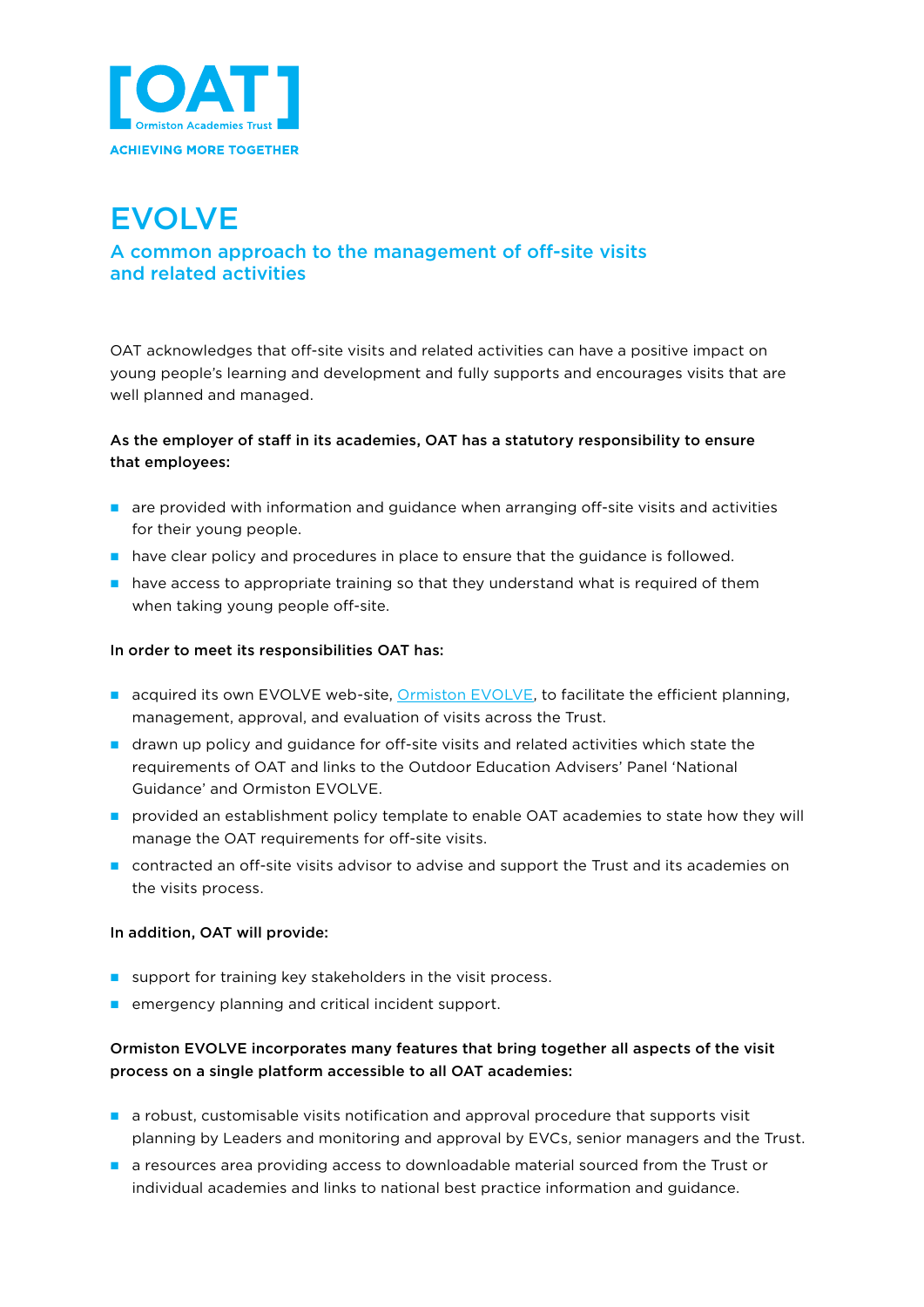[OAT] Ormiston Academies Trust

ACHIEVING MORE TOGETHER

# EVOLVE

## A common approach to the management of off-site visits and related activities

OAT acknowledges that off-site visits and related activities can have a positive impact on young people's learning and development and fully supports and encourages visits that are well planned and managed.

**As the employer of staff in its academies, OAT has a statutory responsibility to ensure that employees:**

- are provided with information and guidance when arranging off-site visits and activities for their young people.
- have clear policy and procedures in place to ensure that the guidance is followed.
- have access to appropriate training so that they understand what is required of them when taking young people off-site.

**In order to meet its responsibilities OAT has:**

- acquired its own EVOLVE web-site, Ormiston EVOLVE, to facilitate the efficient planning, management, approval, and evaluation of visits across the Trust.
- drawn up policy and guidance for off-site visits and related activities which state the requirements of OAT and links to the Outdoor Education Advisers' Panel 'National Guidance' and Ormiston EVOLVE.
- provided an establishment policy template to enable OAT academies to state how they will manage the OAT requirements for off-site visits.
- contracted an off-site visits advisor to advise and support the Trust and its academies on the visits process.

**In addition, OAT will provide:**

- support for training key stakeholders in the visit process.
- emergency planning and critical incident support.

**Ormiston EVOLVE incorporates many features that bring together all aspects of the visit process on a single platform accessible to all OAT academies:**

- a robust, customisable visits notification and approval procedure that supports visit planning by Leaders and monitoring and approval by EVCs, senior managers and the Trust.
- a resources area providing access to downloadable material sourced from the Trust or individual academies and links to national best practice information and guidance.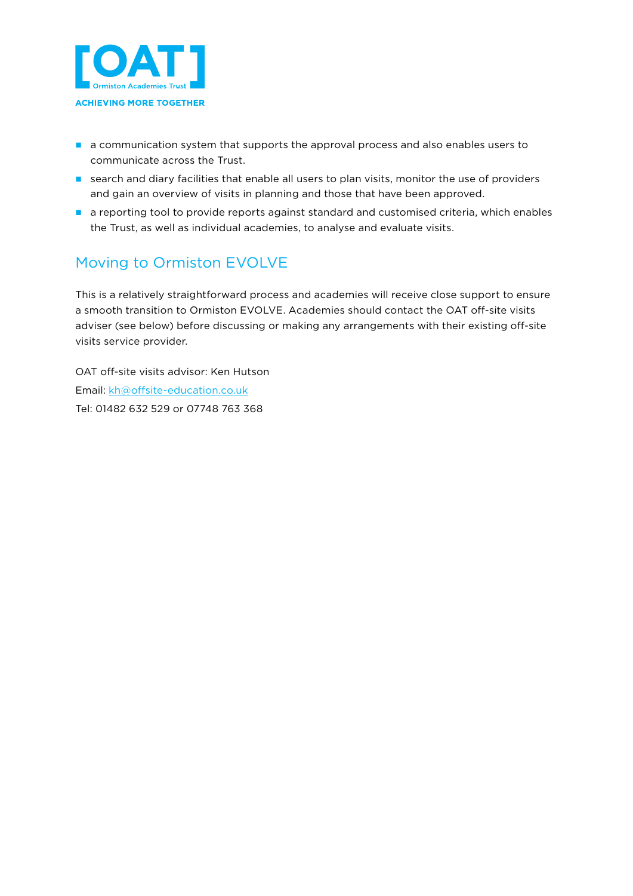- a communication system that supports the approval process and also enables users to communicate across the Trust.
- search and diary facilities that enable all users to plan visits, monitor the use of providers and gain an overview of visits in planning and those that have been approved.
- a reporting tool to provide reports against standard and customised criteria, which enables the Trust, as well as individual academies, to analyse and evaluate visits.

## Moving to Ormiston EVOLVE

This is a relatively straightforward process and academies will receive close support to ensure a smooth transition to Ormiston EVOLVE. Academies should contact the OAT off-site visits adviser (see below) before discussing or making any arrangements with their existing off-site visits service provider.

OAT off-site visits advisor: Ken Hutson

Email: kh@offsite-education.co.uk

Tel: 01482 632 529 or 07748 763 368